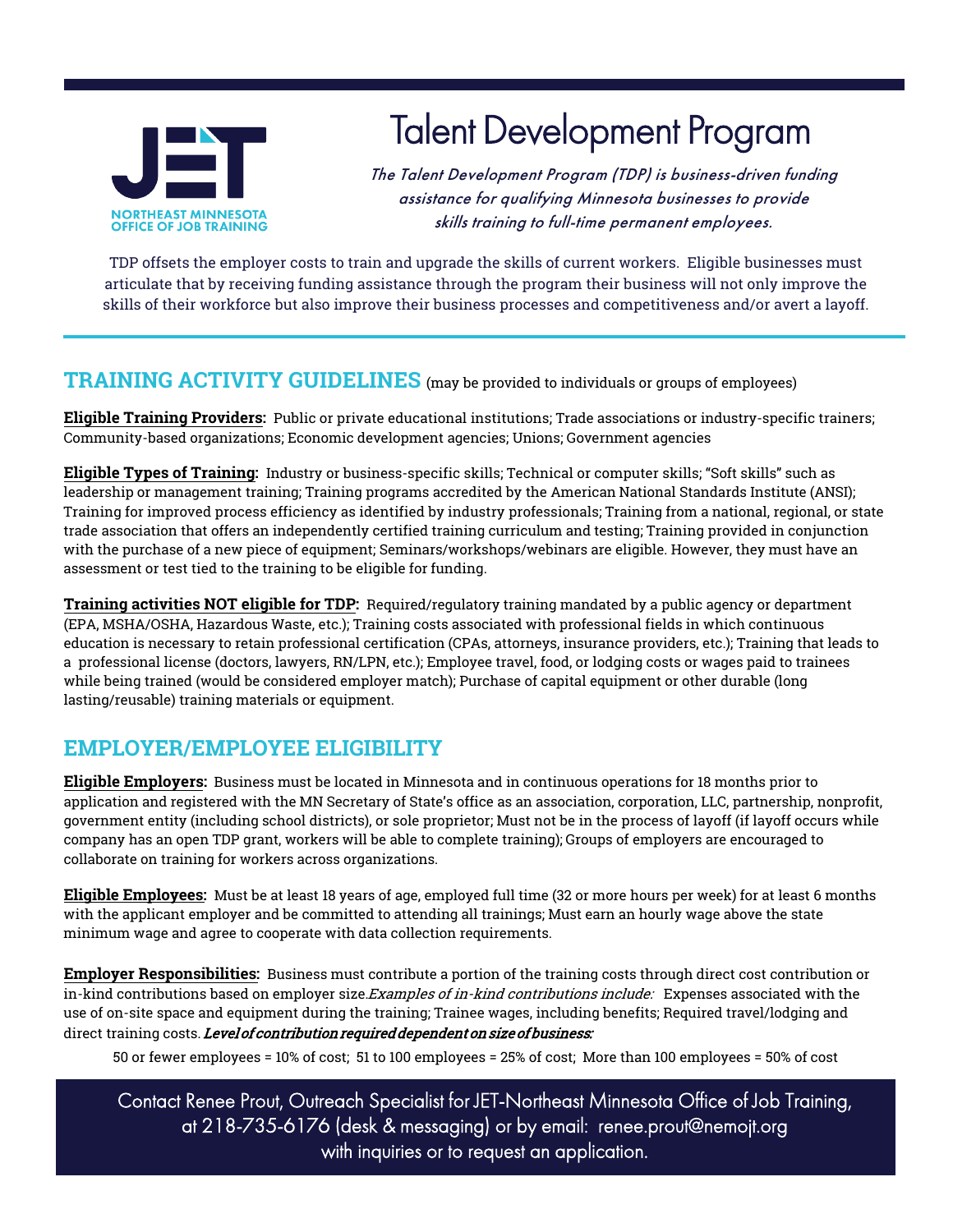JET
NORTHEAST MINNESOTA OFFICE OF JOB TRAINING

# Talent Development Program

*The Talent Development Program (TDP) is business-driven funding assistance for qualifying Minnesota businesses to provide skills training to full-time permanent employees.*

TDP offsets the employer costs to train and upgrade the skills of current workers. Eligible businesses must articulate that by receiving funding assistance through the program their business will not only improve the skills of their workforce but also improve their business processes and competitiveness and/or avert a layoff.

## TRAINING ACTIVITY GUIDELINES (may be provided to individuals or groups of employees)

**Eligible Training Providers:** Public or private educational institutions; Trade associations or industry-specific trainers; Community-based organizations; Economic development agencies; Unions; Government agencies

**Eligible Types of Training:** Industry or business-specific skills; Technical or computer skills; "Soft skills" such as leadership or management training; Training programs accredited by the American National Standards Institute (ANSI); Training for improved process efficiency as identified by industry professionals; Training from a national, regional, or state trade association that offers an independently certified training curriculum and testing; Training provided in conjunction with the purchase of a new piece of equipment; Seminars/workshops/webinars are eligible. However, they must have an assessment or test tied to the training to be eligible for funding.

**Training activities NOT eligible for TDP:** Required/regulatory training mandated by a public agency or department (EPA, MSHA/OSHA, Hazardous Waste, etc.); Training costs associated with professional fields in which continuous education is necessary to retain professional certification (CPAs, attorneys, insurance providers, etc.); Training that leads to a professional license (doctors, lawyers, RN/LPN, etc.); Employee travel, food, or lodging costs or wages paid to trainees while being trained (would be considered employer match); Purchase of capital equipment or other durable (long lasting/reusable) training materials or equipment.

## EMPLOYER/EMPLOYEE ELIGIBILITY

**Eligible Employers:** Business must be located in Minnesota and in continuous operations for 18 months prior to application and registered with the MN Secretary of State's office as an association, corporation, LLC, partnership, nonprofit, government entity (including school districts), or sole proprietor; Must not be in the process of layoff (if layoff occurs while company has an open TDP grant, workers will be able to complete training); Groups of employers are encouraged to collaborate on training for workers across organizations.

**Eligible Employees:** Must be at least 18 years of age, employed full time (32 or more hours per week) for at least 6 months with the applicant employer and be committed to attending all trainings; Must earn an hourly wage above the state minimum wage and agree to cooperate with data collection requirements.

**Employer Responsibilities:** Business must contribute a portion of the training costs through direct cost contribution or in-kind contributions based on employer size. *Examples of in-kind contributions include:* Expenses associated with the use of on-site space and equipment during the training; Trainee wages, including benefits; Required travel/lodging and direct training costs. ***Level of contribution required dependent on size of business:***

50 or fewer employees = 10% of cost; 51 to 100 employees = 25% of cost; More than 100 employees = 50% of cost

Contact Renee Prout, Outreach Specialist for JET-Northeast Minnesota Office of Job Training, at 218-735-6176 (desk & messaging) or by email: renee.prout@nemojt.org with inquiries or to request an application.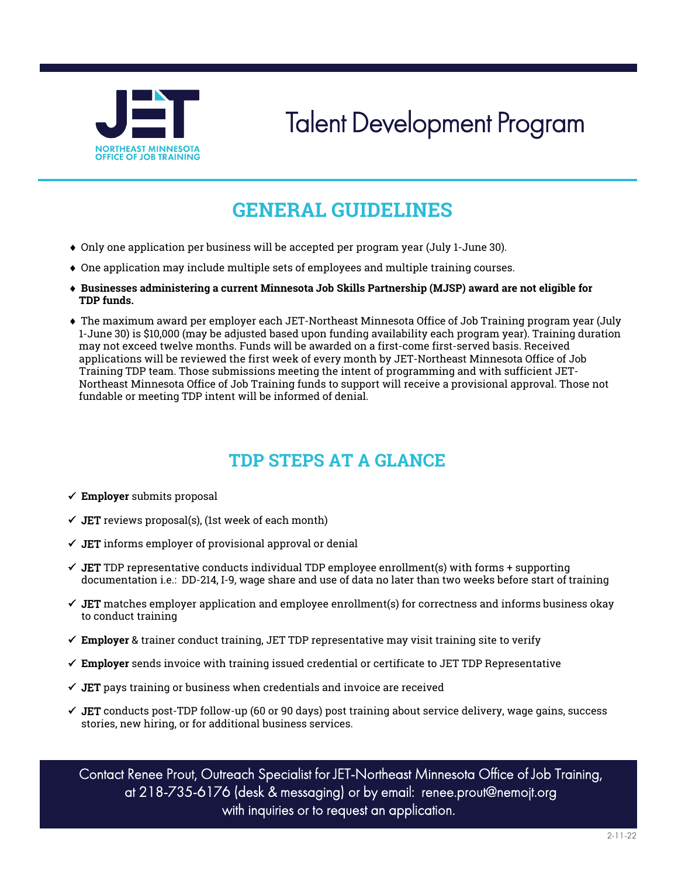JET

NORTHEAST MINNESOTA
OFFICE OF JOB TRAINING

# Talent Development Program

## GENERAL GUIDELINES

- Only one application per business will be accepted per program year (July 1-June 30).
- One application may include multiple sets of employees and multiple training courses.
- **Businesses administering a current Minnesota Job Skills Partnership (MJSP) award are not eligible for TDP funds.**
- The maximum award per employer each JET-Northeast Minnesota Office of Job Training program year (July 1-June 30) is $10,000 (may be adjusted based upon funding availability each program year). Training duration may not exceed twelve months. Funds will be awarded on a first-come first-served basis. Received applications will be reviewed the first week of every month by JET-Northeast Minnesota Office of Job Training TDP team. Those submissions meeting the intent of programming and with sufficient JET-Northeast Minnesota Office of Job Training funds to support will receive a provisional approval. Those not fundable or meeting TDP intent will be informed of denial.

## TDP STEPS AT A GLANCE

- ✓ **Employer** submits proposal
- ✓ **JET** reviews proposal(s), (1st week of each month)
- ✓ **JET** informs employer of provisional approval or denial
- ✓ **JET** TDP representative conducts individual TDP employee enrollment(s) with forms + supporting documentation i.e.: DD-214, I-9, wage share and use of data no later than two weeks before start of training
- ✓ **JET** matches employer application and employee enrollment(s) for correctness and informs business okay to conduct training
- ✓ **Employer** & trainer conduct training, JET TDP representative may visit training site to verify
- ✓ **Employer** sends invoice with training issued credential or certificate to JET TDP Representative
- ✓ **JET** pays training or business when credentials and invoice are received
- ✓ **JET** conducts post-TDP follow-up (60 or 90 days) post training about service delivery, wage gains, success stories, new hiring, or for additional business services.

Contact Renee Prout, Outreach Specialist for JET-Northeast Minnesota Office of Job Training, at 218-735-6176 (desk & messaging) or by email: renee.prout@nemojt.org with inquiries or to request an application.

2-11-22